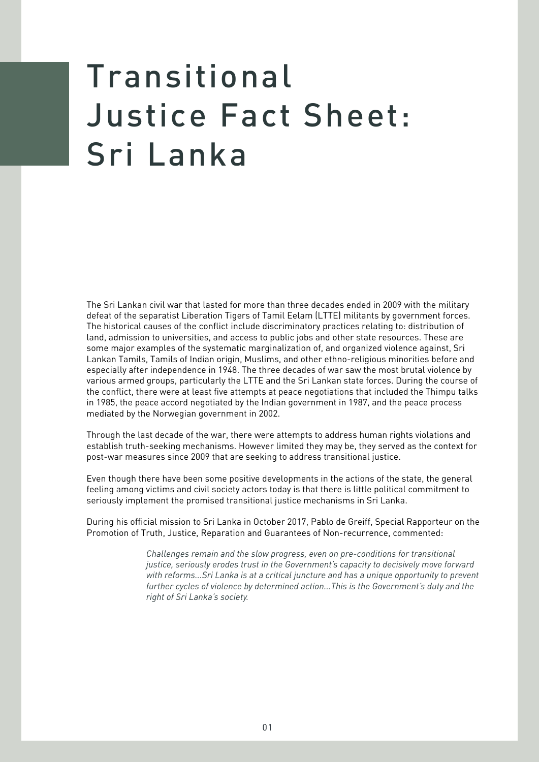# Transitional Justice Fact Sheet: Sri Lanka

The Sri Lankan civil war that lasted for more than three decades ended in 2009 with the military defeat of the separatist Liberation Tigers of Tamil Eelam (LTTE) militants by government forces. The historical causes of the conflict include discriminatory practices relating to: distribution of land, admission to universities, and access to public jobs and other state resources. These are some major examples of the systematic marginalization of, and organized violence against, Sri Lankan Tamils, Tamils of Indian origin, Muslims, and other ethno-religious minorities before and especially after independence in 1948. The three decades of war saw the most brutal violence by various armed groups, particularly the LTTE and the Sri Lankan state forces. During the course of the conflict, there were at least five attempts at peace negotiations that included the Thimpu talks in 1985, the peace accord negotiated by the Indian government in 1987, and the peace process mediated by the Norwegian government in 2002.

Through the last decade of the war, there were attempts to address human rights violations and establish truth-seeking mechanisms. However limited they may be, they served as the context for post-war measures since 2009 that are seeking to address transitional justice.

Even though there have been some positive developments in the actions of the state, the general feeling among victims and civil society actors today is that there is little political commitment to seriously implement the promised transitional justice mechanisms in Sri Lanka.

During his official mission to Sri Lanka in October 2017, Pablo de Greiff, Special Rapporteur on the Promotion of Truth, Justice, Reparation and Guarantees of Non-recurrence, commented:

> *Challenges remain and the slow progress, even on pre-conditions for transitional justice, seriously erodes trust in the Government's capacity to decisively move forward with reforms...Sri Lanka is at a critical juncture and has a unique opportunity to prevent further cycles of violence by determined action...This is the Government's duty and the right of Sri Lanka's society.*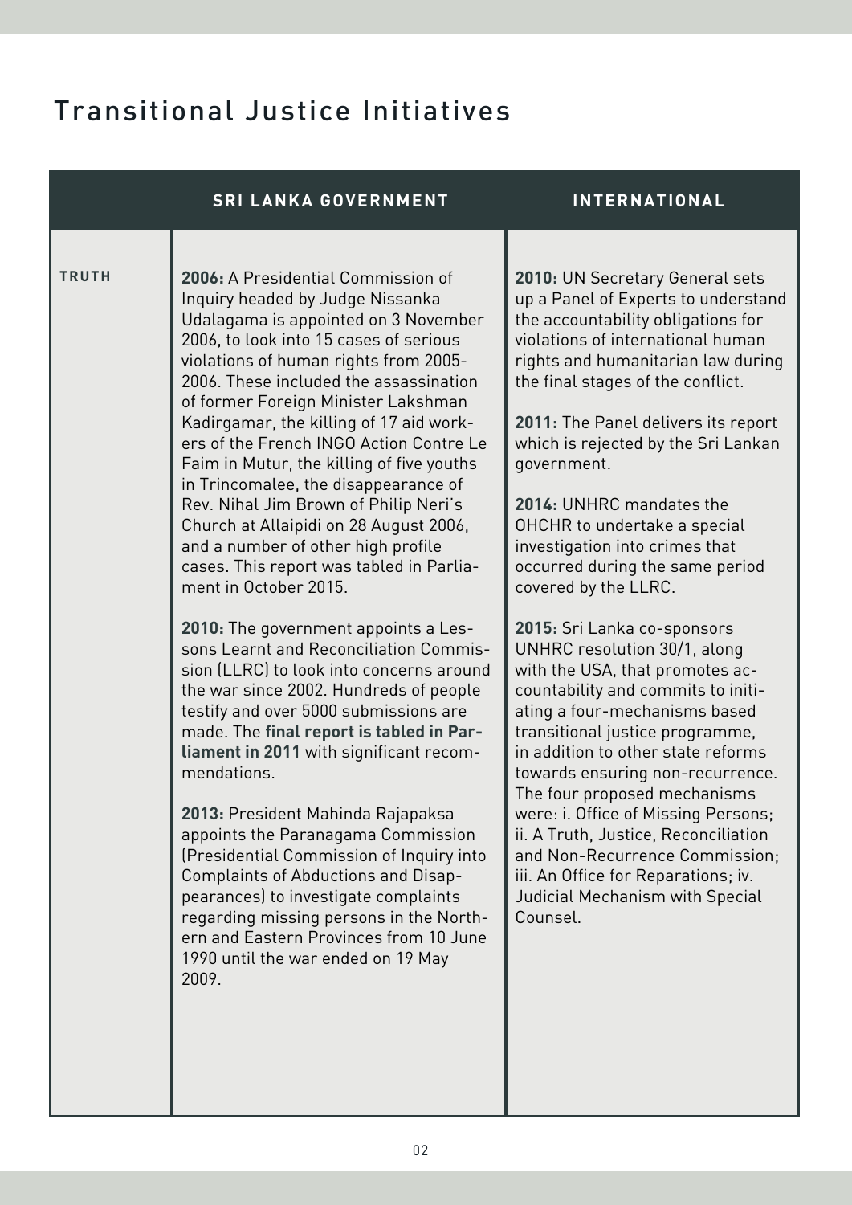# Transitional Justice Initiatives

| | SRI LANKA GOVERNMENT | INTERNATIONAL |
|---|---|---|
| **TRUTH** | **2006:** A Presidential Commission of Inquiry headed by Judge Nissanka Udalagama is appointed on 3 November 2006, to look into 15 cases of serious violations of human rights from 2005-2006. These included the assassination of former Foreign Minister Lakshman Kadirgamar, the killing of 17 aid workers of the French INGO Action Contre Le Faim in Mutur, the killing of five youths in Trincomalee, the disappearance of Rev. Nihal Jim Brown of Philip Neri's Church at Allaipidi on 28 August 2006, and a number of other high profile cases. This report was tabled in Parliament in October 2015.<br><br>**2010:** The government appoints a Lessons Learnt and Reconciliation Commission (LLRC) to look into concerns around the war since 2002. Hundreds of people testify and over 5000 submissions are made. The **final report is tabled in Parliament in 2011** with significant recommendations.<br><br>**2013:** President Mahinda Rajapaksa appoints the Paranagama Commission (Presidential Commission of Inquiry into Complaints of Abductions and Disappearances) to investigate complaints regarding missing persons in the Northern and Eastern Provinces from 10 June 1990 until the war ended on 19 May 2009. | **2010:** UN Secretary General sets up a Panel of Experts to understand the accountability obligations for violations of international human rights and humanitarian law during the final stages of the conflict.<br><br>**2011:** The Panel delivers its report which is rejected by the Sri Lankan government.<br><br>**2014:** UNHRC mandates the OHCHR to undertake a special investigation into crimes that occurred during the same period covered by the LLRC.<br><br>**2015:** Sri Lanka co-sponsors UNHRC resolution 30/1, along with the USA, that promotes accountability and commits to initiating a four-mechanisms based transitional justice programme, in addition to other state reforms towards ensuring non-recurrence. The four proposed mechanisms were: i. Office of Missing Persons; ii. A Truth, Justice, Reconciliation and Non-Recurrence Commission; iii. An Office for Reparations; iv. Judicial Mechanism with Special Counsel. |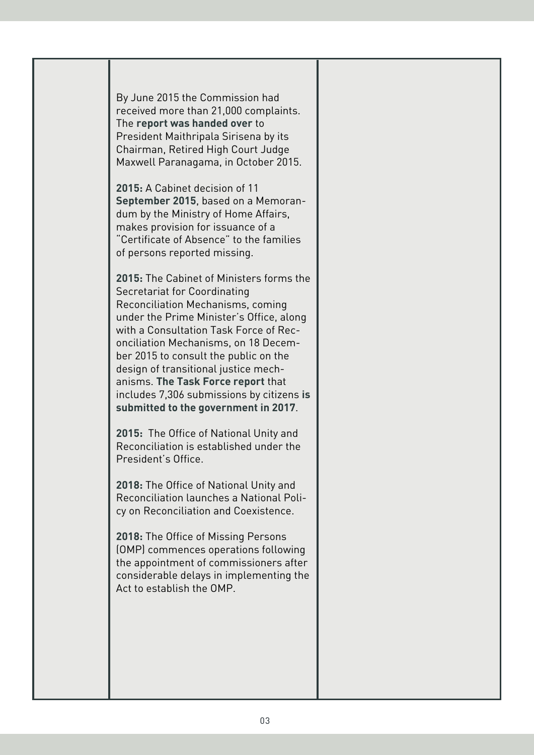By June 2015 the Commission had received more than 21,000 complaints. The **report was handed over** to President Maithripala Sirisena by its Chairman, Retired High Court Judge Maxwell Paranagama, in October 2015.

**2015:** A Cabinet decision of 11 **September 2015**, based on a Memorandum by the Ministry of Home Affairs, makes provision for issuance of a "Certificate of Absence" to the families of persons reported missing.

**2015:** The Cabinet of Ministers forms the Secretariat for Coordinating Reconciliation Mechanisms, coming under the Prime Minister's Office, along with a Consultation Task Force of Reconciliation Mechanisms, on 18 December 2015 to consult the public on the design of transitional justice mechanisms. **The Task Force report** that includes 7,306 submissions by citizens **is submitted to the government in 2017**.

**2015:** The Office of National Unity and Reconciliation is established under the President's Office.

**2018:** The Office of National Unity and Reconciliation launches a National Policy on Reconciliation and Coexistence.

**2018:** The Office of Missing Persons (OMP) commences operations following the appointment of commissioners after considerable delays in implementing the Act to establish the OMP.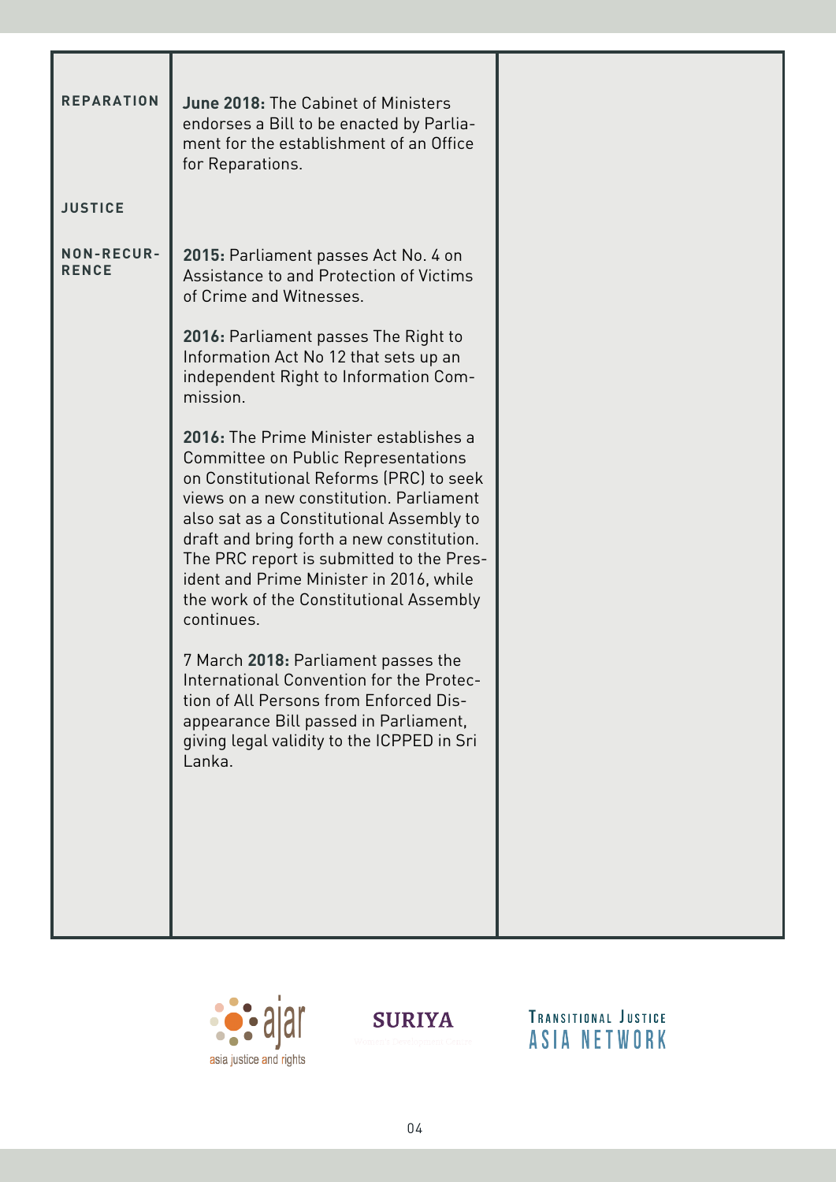| | | |
|---|---|---|
| **REPARATION** | **June 2018:** The Cabinet of Ministers endorses a Bill to be enacted by Parliament for the establishment of an Office for Reparations. | |
| **JUSTICE** | | |
| **NON-RECURRENCE** | **2015:** Parliament passes Act No. 4 on Assistance to and Protection of Victims of Crime and Witnesses.<br><br>**2016:** Parliament passes The Right to Information Act No 12 that sets up an independent Right to Information Commission.<br><br>**2016:** The Prime Minister establishes a Committee on Public Representations on Constitutional Reforms (PRC) to seek views on a new constitution. Parliament also sat as a Constitutional Assembly to draft and bring forth a new constitution. The PRC report is submitted to the President and Prime Minister in 2016, while the work of the Constitutional Assembly continues.<br><br>7 March **2018:** Parliament passes the International Convention for the Protection of All Persons from Enforced Disappearance Bill passed in Parliament, giving legal validity to the ICPPED in Sri Lanka. | |

asia justice and rights

SURIYA

TRANSITIONAL JUSTICE ASIA NETWORK